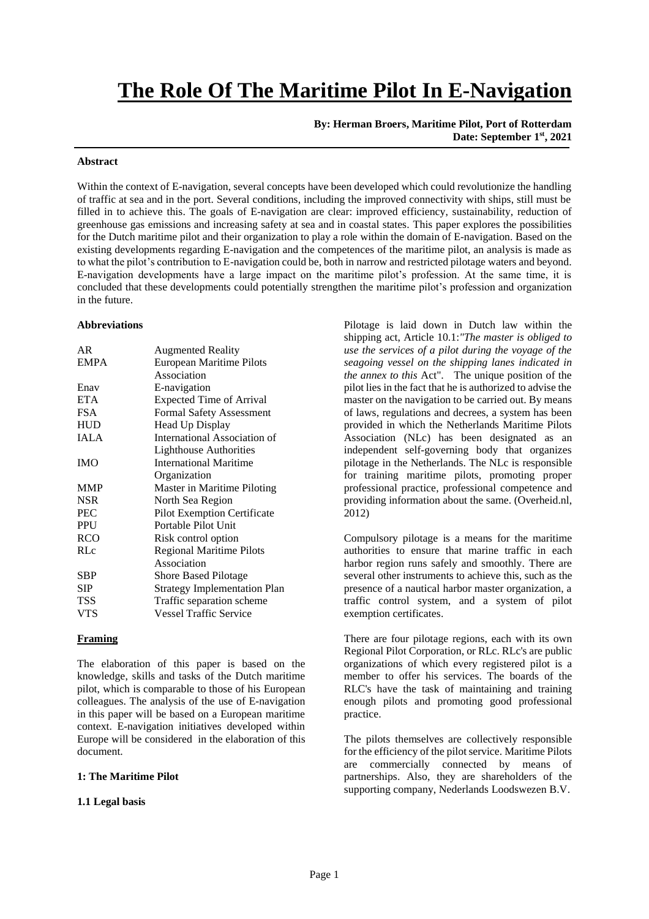# The Role Of The Maritime Pilot In E-Navigation

**By: Herman Broers, Maritime Pilot, Port of Rotterdam**
**Date: September 1st, 2021**

**Abstract**

Within the context of E-navigation, several concepts have been developed which could revolutionize the handling of traffic at sea and in the port. Several conditions, including the improved connectivity with ships, still must be filled in to achieve this. The goals of E-navigation are clear: improved efficiency, sustainability, reduction of greenhouse gas emissions and increasing safety at sea and in coastal states. This paper explores the possibilities for the Dutch maritime pilot and their organization to play a role within the domain of E-navigation. Based on the existing developments regarding E-navigation and the competences of the maritime pilot, an analysis is made as to what the pilot's contribution to E-navigation could be, both in narrow and restricted pilotage waters and beyond. E-navigation developments have a large impact on the maritime pilot's profession. At the same time, it is concluded that these developments could potentially strengthen the maritime pilot's profession and organization in the future.

**Abbreviations**

| | |
|---|---|
| AR | Augmented Reality |
| EMPA | European Maritime Pilots Association |
| Enav | E-navigation |
| ETA | Expected Time of Arrival |
| FSA | Formal Safety Assessment |
| HUD | Head Up Display |
| IALA | International Association of Lighthouse Authorities |
| IMO | International Maritime Organization |
| MMP | Master in Maritime Piloting |
| NSR | North Sea Region |
| PEC | Pilot Exemption Certificate |
| PPU | Portable Pilot Unit |
| RCO | Risk control option |
| RLc | Regional Maritime Pilots Association |
| SBP | Shore Based Pilotage |
| SIP | Strategy Implementation Plan |
| TSS | Traffic separation scheme |
| VTS | Vessel Traffic Service |

**Framing**

The elaboration of this paper is based on the knowledge, skills and tasks of the Dutch maritime pilot, which is comparable to those of his European colleagues. The analysis of the use of E-navigation in this paper will be based on a European maritime context. E-navigation initiatives developed within Europe will be considered in the elaboration of this document.

**1: The Maritime Pilot**

**1.1 Legal basis**

Pilotage is laid down in Dutch law within the shipping act, Article 10.1:*"The master is obliged to use the services of a pilot during the voyage of the seagoing vessel on the shipping lanes indicated in the annex to this* Act". The unique position of the pilot lies in the fact that he is authorized to advise the master on the navigation to be carried out. By means of laws, regulations and decrees, a system has been provided in which the Netherlands Maritime Pilots Association (NLc) has been designated as an independent self-governing body that organizes pilotage in the Netherlands. The NLc is responsible for training maritime pilots, promoting proper professional practice, professional competence and providing information about the same. (Overheid.nl, 2012)

Compulsory pilotage is a means for the maritime authorities to ensure that marine traffic in each harbor region runs safely and smoothly. There are several other instruments to achieve this, such as the presence of a nautical harbor master organization, a traffic control system, and a system of pilot exemption certificates.

There are four pilotage regions, each with its own Regional Pilot Corporation, or RLc. RLc's are public organizations of which every registered pilot is a member to offer his services. The boards of the RLC's have the task of maintaining and training enough pilots and promoting good professional practice.

The pilots themselves are collectively responsible for the efficiency of the pilot service. Maritime Pilots are commercially connected by means of partnerships. Also, they are shareholders of the supporting company, Nederlands Loodswezen B.V.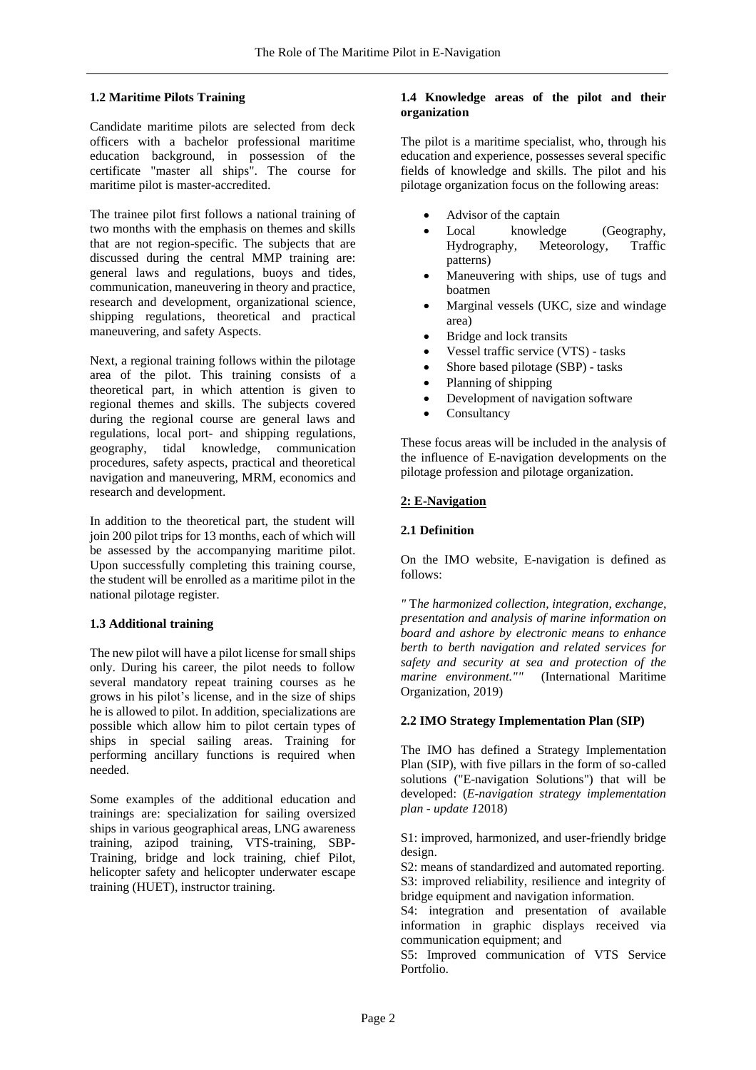### 1.2 Maritime Pilots Training

Candidate maritime pilots are selected from deck officers with a bachelor professional maritime education background, in possession of the certificate "master all ships". The course for maritime pilot is master-accredited.

The trainee pilot first follows a national training of two months with the emphasis on themes and skills that are not region-specific. The subjects that are discussed during the central MMP training are: general laws and regulations, buoys and tides, communication, maneuvering in theory and practice, research and development, organizational science, shipping regulations, theoretical and practical maneuvering, and safety Aspects.

Next, a regional training follows within the pilotage area of the pilot. This training consists of a theoretical part, in which attention is given to regional themes and skills. The subjects covered during the regional course are general laws and regulations, local port- and shipping regulations, geography, tidal knowledge, communication procedures, safety aspects, practical and theoretical navigation and maneuvering, MRM, economics and research and development.

In addition to the theoretical part, the student will join 200 pilot trips for 13 months, each of which will be assessed by the accompanying maritime pilot. Upon successfully completing this training course, the student will be enrolled as a maritime pilot in the national pilotage register.

### 1.3 Additional training

The new pilot will have a pilot license for small ships only. During his career, the pilot needs to follow several mandatory repeat training courses as he grows in his pilot's license, and in the size of ships he is allowed to pilot. In addition, specializations are possible which allow him to pilot certain types of ships in special sailing areas. Training for performing ancillary functions is required when needed.

Some examples of the additional education and trainings are: specialization for sailing oversized ships in various geographical areas, LNG awareness training, azipod training, VTS-training, SBP-Training, bridge and lock training, chief Pilot, helicopter safety and helicopter underwater escape training (HUET), instructor training.

### 1.4 Knowledge areas of the pilot and their organization

The pilot is a maritime specialist, who, through his education and experience, possesses several specific fields of knowledge and skills. The pilot and his pilotage organization focus on the following areas:

- Advisor of the captain
- Local knowledge (Geography, Hydrography, Meteorology, Traffic patterns)
- Maneuvering with ships, use of tugs and boatmen
- Marginal vessels (UKC, size and windage area)
- Bridge and lock transits
- Vessel traffic service (VTS) - tasks
- Shore based pilotage (SBP) - tasks
- Planning of shipping
- Development of navigation software
- Consultancy

These focus areas will be included in the analysis of the influence of E-navigation developments on the pilotage profession and pilotage organization.

## 2: E-Navigation

### 2.1 Definition

On the IMO website, E-navigation is defined as follows:

*" The harmonized collection, integration, exchange, presentation and analysis of marine information on board and ashore by electronic means to enhance berth to berth navigation and related services for safety and security at sea and protection of the marine environment.""* (International Maritime Organization, 2019)

### 2.2 IMO Strategy Implementation Plan (SIP)

The IMO has defined a Strategy Implementation Plan (SIP), with five pillars in the form of so-called solutions ("E-navigation Solutions") that will be developed: (*E-navigation strategy implementation plan - update 1*2018)

S1: improved, harmonized, and user-friendly bridge design.
S2: means of standardized and automated reporting.
S3: improved reliability, resilience and integrity of bridge equipment and navigation information.
S4: integration and presentation of available information in graphic displays received via communication equipment; and
S5: Improved communication of VTS Service Portfolio.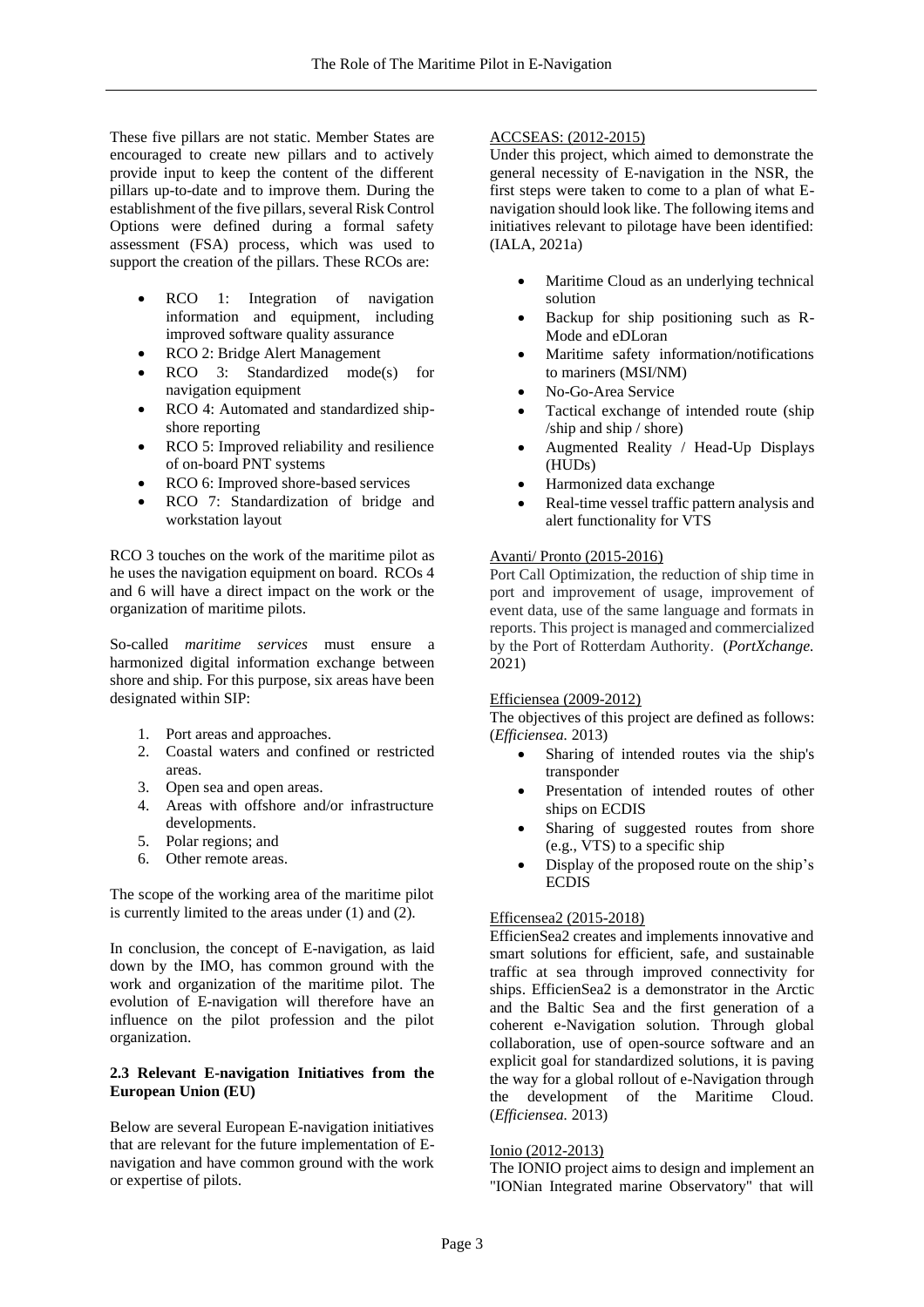These five pillars are not static. Member States are encouraged to create new pillars and to actively provide input to keep the content of the different pillars up-to-date and to improve them. During the establishment of the five pillars, several Risk Control Options were defined during a formal safety assessment (FSA) process, which was used to support the creation of the pillars. These RCOs are:

- RCO 1: Integration of navigation information and equipment, including improved software quality assurance
- RCO 2: Bridge Alert Management
- RCO 3: Standardized mode(s) for navigation equipment
- RCO 4: Automated and standardized ship-shore reporting
- RCO 5: Improved reliability and resilience of on-board PNT systems
- RCO 6: Improved shore-based services
- RCO 7: Standardization of bridge and workstation layout

RCO 3 touches on the work of the maritime pilot as he uses the navigation equipment on board. RCOs 4 and 6 will have a direct impact on the work or the organization of maritime pilots.

So-called *maritime services* must ensure a harmonized digital information exchange between shore and ship. For this purpose, six areas have been designated within SIP:

1. Port areas and approaches.
2. Coastal waters and confined or restricted areas.
3. Open sea and open areas.
4. Areas with offshore and/or infrastructure developments.
5. Polar regions; and
6. Other remote areas.

The scope of the working area of the maritime pilot is currently limited to the areas under (1) and (2).

In conclusion, the concept of E-navigation, as laid down by the IMO, has common ground with the work and organization of the maritime pilot. The evolution of E-navigation will therefore have an influence on the pilot profession and the pilot organization.

### 2.3 Relevant E-navigation Initiatives from the European Union (EU)

Below are several European E-navigation initiatives that are relevant for the future implementation of E-navigation and have common ground with the work or expertise of pilots.

ACCSEAS: (2012-2015)

Under this project, which aimed to demonstrate the general necessity of E-navigation in the NSR, the first steps were taken to come to a plan of what E-navigation should look like. The following items and initiatives relevant to pilotage have been identified: (IALA, 2021a)

- Maritime Cloud as an underlying technical solution
- Backup for ship positioning such as R-Mode and eDLoran
- Maritime safety information/notifications to mariners (MSI/NM)
- No-Go-Area Service
- Tactical exchange of intended route (ship /ship and ship / shore)
- Augmented Reality / Head-Up Displays (HUDs)
- Harmonized data exchange
- Real-time vessel traffic pattern analysis and alert functionality for VTS

Avanti/ Pronto (2015-2016)

Port Call Optimization, the reduction of ship time in port and improvement of usage, improvement of event data, use of the same language and formats in reports. This project is managed and commercialized by the Port of Rotterdam Authority. (*PortXchange.* 2021)

Efficiensea (2009-2012)

The objectives of this project are defined as follows: (*Efficiensea.* 2013)

- Sharing of intended routes via the ship's transponder
- Presentation of intended routes of other ships on ECDIS
- Sharing of suggested routes from shore (e.g., VTS) to a specific ship
- Display of the proposed route on the ship's ECDIS

Efficensea2 (2015-2018)

EfficienSea2 creates and implements innovative and smart solutions for efficient, safe, and sustainable traffic at sea through improved connectivity for ships. EfficienSea2 is a demonstrator in the Arctic and the Baltic Sea and the first generation of a coherent e-Navigation solution. Through global collaboration, use of open-source software and an explicit goal for standardized solutions, it is paving the way for a global rollout of e-Navigation through the development of the Maritime Cloud. (*Efficiensea.* 2013)

Ionio (2012-2013)

The IONIO project aims to design and implement an "IONian Integrated marine Observatory" that will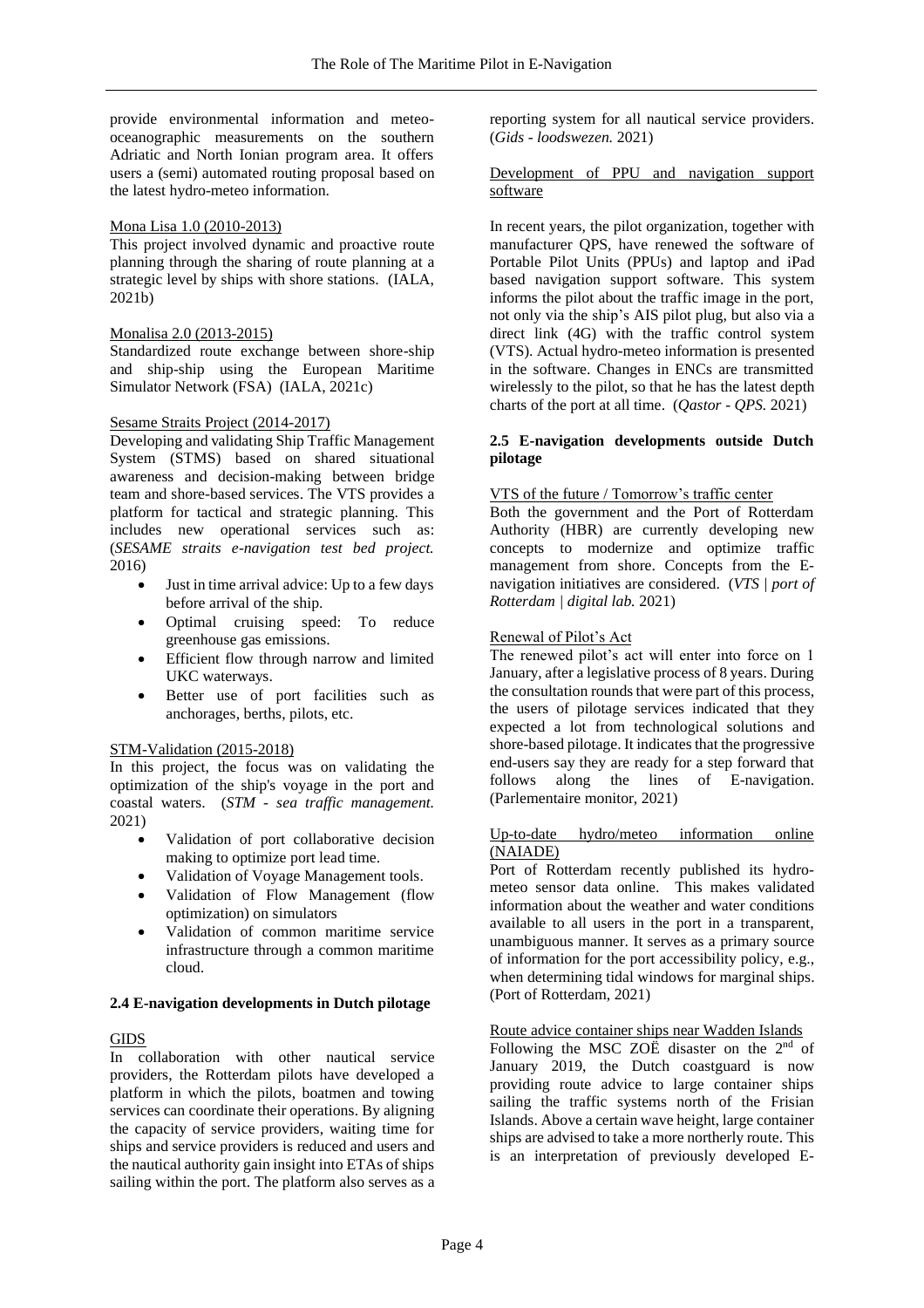provide environmental information and meteo-oceanographic measurements on the southern Adriatic and North Ionian program area. It offers users a (semi) automated routing proposal based on the latest hydro-meteo information.

Mona Lisa 1.0 (2010-2013)

This project involved dynamic and proactive route planning through the sharing of route planning at a strategic level by ships with shore stations. (IALA, 2021b)

Monalisa 2.0 (2013-2015)

Standardized route exchange between shore-ship and ship-ship using the European Maritime Simulator Network (FSA) (IALA, 2021c)

Sesame Straits Project (2014-2017)

Developing and validating Ship Traffic Management System (STMS) based on shared situational awareness and decision-making between bridge team and shore-based services. The VTS provides a platform for tactical and strategic planning. This includes new operational services such as: (*SESAME straits e-navigation test bed project.* 2016)

- Just in time arrival advice: Up to a few days before arrival of the ship.
- Optimal cruising speed: To reduce greenhouse gas emissions.
- Efficient flow through narrow and limited UKC waterways.
- Better use of port facilities such as anchorages, berths, pilots, etc.

STM-Validation (2015-2018)

In this project, the focus was on validating the optimization of the ship's voyage in the port and coastal waters. (*STM - sea traffic management.* 2021)

- Validation of port collaborative decision making to optimize port lead time.
- Validation of Voyage Management tools.
- Validation of Flow Management (flow optimization) on simulators
- Validation of common maritime service infrastructure through a common maritime cloud.

**2.4 E-navigation developments in Dutch pilotage**

GIDS

In collaboration with other nautical service providers, the Rotterdam pilots have developed a platform in which the pilots, boatmen and towing services can coordinate their operations. By aligning the capacity of service providers, waiting time for ships and service providers is reduced and users and the nautical authority gain insight into ETAs of ships sailing within the port. The platform also serves as a reporting system for all nautical service providers. (*Gids - loodswezen.* 2021)

Development of PPU and navigation support software

In recent years, the pilot organization, together with manufacturer QPS, have renewed the software of Portable Pilot Units (PPUs) and laptop and iPad based navigation support software. This system informs the pilot about the traffic image in the port, not only via the ship's AIS pilot plug, but also via a direct link (4G) with the traffic control system (VTS). Actual hydro-meteo information is presented in the software. Changes in ENCs are transmitted wirelessly to the pilot, so that he has the latest depth charts of the port at all time. (*Qastor - QPS.* 2021)

**2.5 E-navigation developments outside Dutch pilotage**

VTS of the future / Tomorrow's traffic center

Both the government and the Port of Rotterdam Authority (HBR) are currently developing new concepts to modernize and optimize traffic management from shore. Concepts from the E-navigation initiatives are considered. (*VTS | port of Rotterdam | digital lab.* 2021)

Renewal of Pilot's Act

The renewed pilot's act will enter into force on 1 January, after a legislative process of 8 years. During the consultation rounds that were part of this process, the users of pilotage services indicated that they expected a lot from technological solutions and shore-based pilotage. It indicates that the progressive end-users say they are ready for a step forward that follows along the lines of E-navigation. (Parlementaire monitor, 2021)

Up-to-date hydro/meteo information online (NAIADE)

Port of Rotterdam recently published its hydro-meteo sensor data online. This makes validated information about the weather and water conditions available to all users in the port in a transparent, unambiguous manner. It serves as a primary source of information for the port accessibility policy, e.g., when determining tidal windows for marginal ships. (Port of Rotterdam, 2021)

Route advice container ships near Wadden Islands

Following the MSC ZOË disaster on the 2nd of January 2019, the Dutch coastguard is now providing route advice to large container ships sailing the traffic systems north of the Frisian Islands. Above a certain wave height, large container ships are advised to take a more northerly route. This is an interpretation of previously developed E-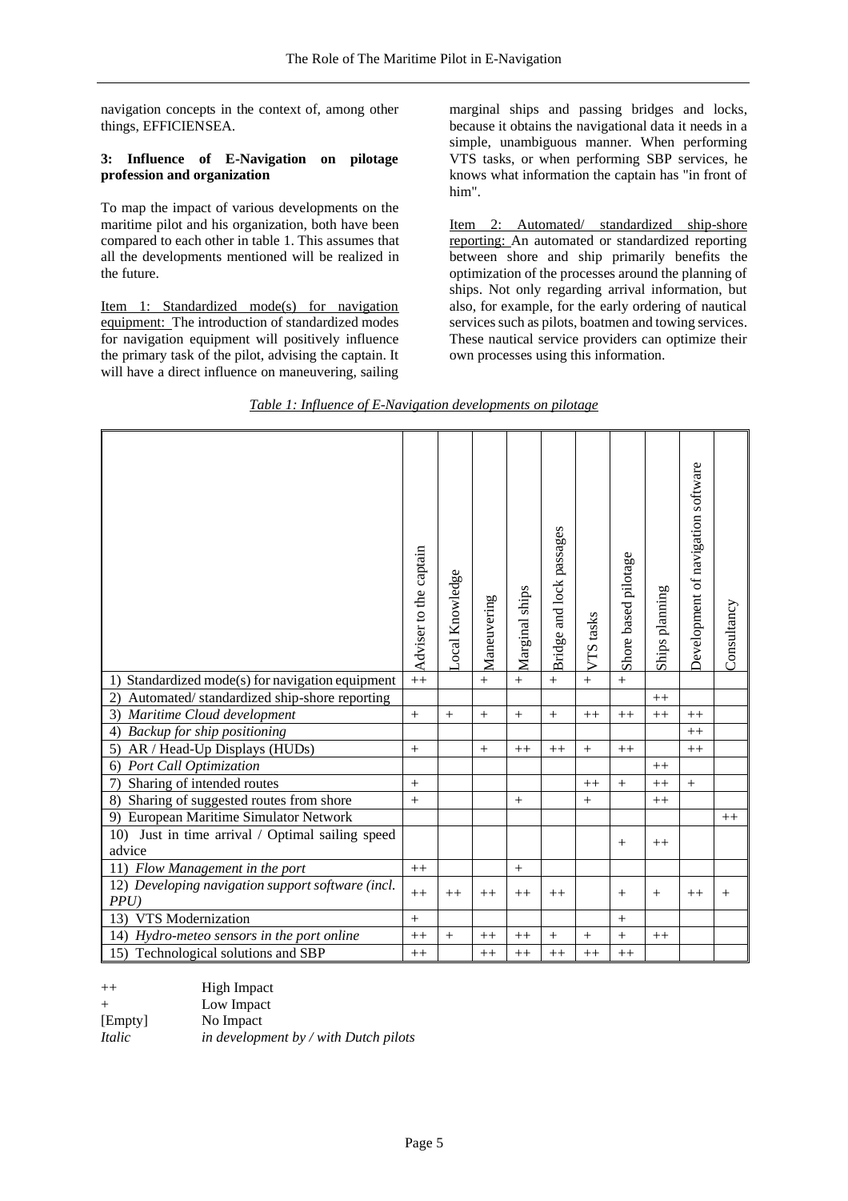navigation concepts in the context of, among other things, EFFICIENSEA.

### 3: Influence of E-Navigation on pilotage profession and organization

To map the impact of various developments on the maritime pilot and his organization, both have been compared to each other in table 1. This assumes that all the developments mentioned will be realized in the future.

Item 1: Standardized mode(s) for navigation equipment: The introduction of standardized modes for navigation equipment will positively influence the primary task of the pilot, advising the captain. It will have a direct influence on maneuvering, sailing marginal ships and passing bridges and locks, because it obtains the navigational data it needs in a simple, unambiguous manner. When performing VTS tasks, or when performing SBP services, he knows what information the captain has "in front of him".

Item 2: Automated/ standardized ship-shore reporting: An automated or standardized reporting between shore and ship primarily benefits the optimization of the processes around the planning of ships. Not only regarding arrival information, but also, for example, for the early ordering of nautical services such as pilots, boatmen and towing services. These nautical service providers can optimize their own processes using this information.

*Table 1: Influence of E-Navigation developments on pilotage*

| | Adviser to the captain | Local Knowledge | Maneuvering | Marginal ships | Bridge and lock passages | VTS tasks | Shore based pilotage | Ships planning | Development of navigation software | Consultancy |
|---|---|---|---|---|---|---|---|---|---|---|
| 1) Standardized mode(s) for navigation equipment | ++ | | + | + | + | + | + | | | |
| 2) Automated/ standardized ship-shore reporting | | | | | | | | ++ | | |
| 3) *Maritime Cloud development* | + | + | + | + | + | ++ | ++ | ++ | ++ | |
| 4) *Backup for ship positioning* | | | | | | | | | ++ | |
| 5) AR / Head-Up Displays (HUDs) | + | | + | ++ | ++ | + | ++ | | ++ | |
| 6) *Port Call Optimization* | | | | | | | | ++ | | |
| 7) Sharing of intended routes | + | | | | | ++ | + | ++ | + | |
| 8) Sharing of suggested routes from shore | + | | | + | | + | | ++ | | |
| 9) European Maritime Simulator Network | | | | | | | | | | ++ |
| 10) Just in time arrival / Optimal sailing speed advice | | | | | | | + | ++ | | |
| 11) *Flow Management in the port* | ++ | | | + | | | | | | |
| 12) *Developing navigation support software (incl. PPU)* | ++ | ++ | ++ | ++ | ++ | | + | + | ++ | + |
| 13) VTS Modernization | + | | | | | | + | | | |
| 14) *Hydro-meteo sensors in the port online* | ++ | + | ++ | ++ | + | + | + | ++ | | |
| 15) Technological solutions and SBP | ++ | | ++ | ++ | ++ | ++ | ++ | | | |

++ High Impact
\+ Low Impact
[Empty] No Impact
*Italic* *in development by / with Dutch pilots*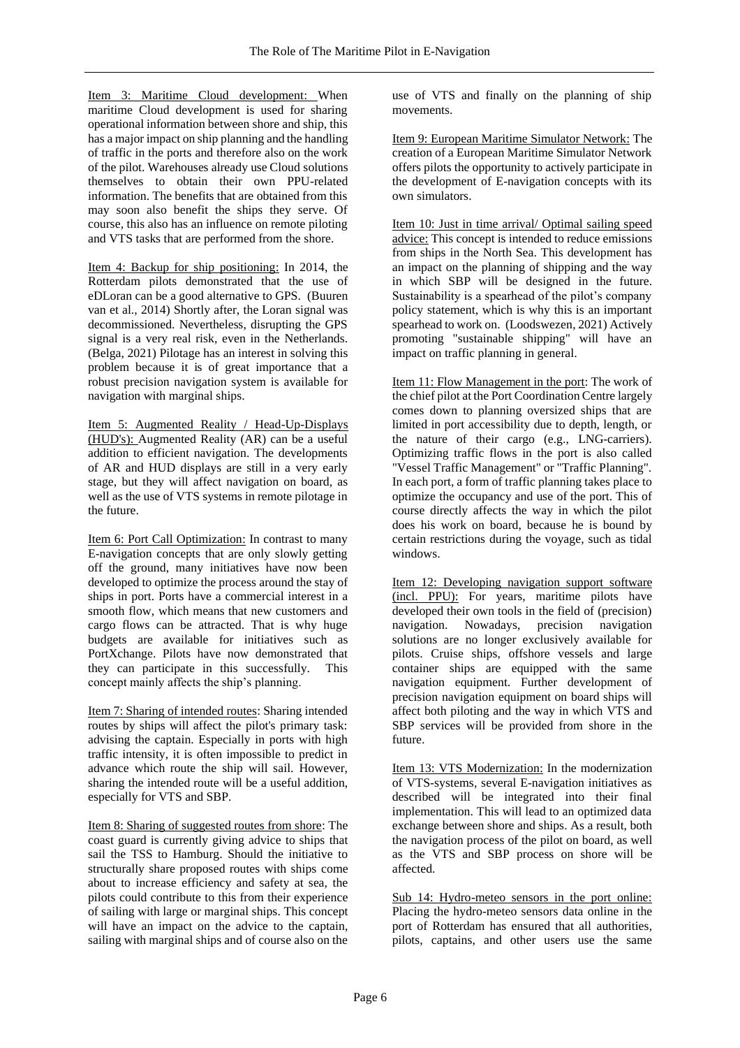Item 3: Maritime Cloud development: When maritime Cloud development is used for sharing operational information between shore and ship, this has a major impact on ship planning and the handling of traffic in the ports and therefore also on the work of the pilot. Warehouses already use Cloud solutions themselves to obtain their own PPU-related information. The benefits that are obtained from this may soon also benefit the ships they serve. Of course, this also has an influence on remote piloting and VTS tasks that are performed from the shore.

Item 4: Backup for ship positioning: In 2014, the Rotterdam pilots demonstrated that the use of eDLoran can be a good alternative to GPS. (Buuren van et al., 2014) Shortly after, the Loran signal was decommissioned. Nevertheless, disrupting the GPS signal is a very real risk, even in the Netherlands. (Belga, 2021) Pilotage has an interest in solving this problem because it is of great importance that a robust precision navigation system is available for navigation with marginal ships.

Item 5: Augmented Reality / Head-Up-Displays (HUD's): Augmented Reality (AR) can be a useful addition to efficient navigation. The developments of AR and HUD displays are still in a very early stage, but they will affect navigation on board, as well as the use of VTS systems in remote pilotage in the future.

Item 6: Port Call Optimization: In contrast to many E-navigation concepts that are only slowly getting off the ground, many initiatives have now been developed to optimize the process around the stay of ships in port. Ports have a commercial interest in a smooth flow, which means that new customers and cargo flows can be attracted. That is why huge budgets are available for initiatives such as PortXchange. Pilots have now demonstrated that they can participate in this successfully. This concept mainly affects the ship's planning.

Item 7: Sharing of intended routes: Sharing intended routes by ships will affect the pilot's primary task: advising the captain. Especially in ports with high traffic intensity, it is often impossible to predict in advance which route the ship will sail. However, sharing the intended route will be a useful addition, especially for VTS and SBP.

Item 8: Sharing of suggested routes from shore: The coast guard is currently giving advice to ships that sail the TSS to Hamburg. Should the initiative to structurally share proposed routes with ships come about to increase efficiency and safety at sea, the pilots could contribute to this from their experience of sailing with large or marginal ships. This concept will have an impact on the advice to the captain, sailing with marginal ships and of course also on the use of VTS and finally on the planning of ship movements.

Item 9: European Maritime Simulator Network: The creation of a European Maritime Simulator Network offers pilots the opportunity to actively participate in the development of E-navigation concepts with its own simulators.

Item 10: Just in time arrival/ Optimal sailing speed advice: This concept is intended to reduce emissions from ships in the North Sea. This development has an impact on the planning of shipping and the way in which SBP will be designed in the future. Sustainability is a spearhead of the pilot's company policy statement, which is why this is an important spearhead to work on. (Loodswezen, 2021) Actively promoting "sustainable shipping" will have an impact on traffic planning in general.

Item 11: Flow Management in the port: The work of the chief pilot at the Port Coordination Centre largely comes down to planning oversized ships that are limited in port accessibility due to depth, length, or the nature of their cargo (e.g., LNG-carriers). Optimizing traffic flows in the port is also called "Vessel Traffic Management" or "Traffic Planning". In each port, a form of traffic planning takes place to optimize the occupancy and use of the port. This of course directly affects the way in which the pilot does his work on board, because he is bound by certain restrictions during the voyage, such as tidal windows.

Item 12: Developing navigation support software (incl. PPU): For years, maritime pilots have developed their own tools in the field of (precision) navigation. Nowadays, precision navigation solutions are no longer exclusively available for pilots. Cruise ships, offshore vessels and large container ships are equipped with the same navigation equipment. Further development of precision navigation equipment on board ships will affect both piloting and the way in which VTS and SBP services will be provided from shore in the future.

Item 13: VTS Modernization: In the modernization of VTS-systems, several E-navigation initiatives as described will be integrated into their final implementation. This will lead to an optimized data exchange between shore and ships. As a result, both the navigation process of the pilot on board, as well as the VTS and SBP process on shore will be affected.

Sub 14: Hydro-meteo sensors in the port online: Placing the hydro-meteo sensors data online in the port of Rotterdam has ensured that all authorities, pilots, captains, and other users use the same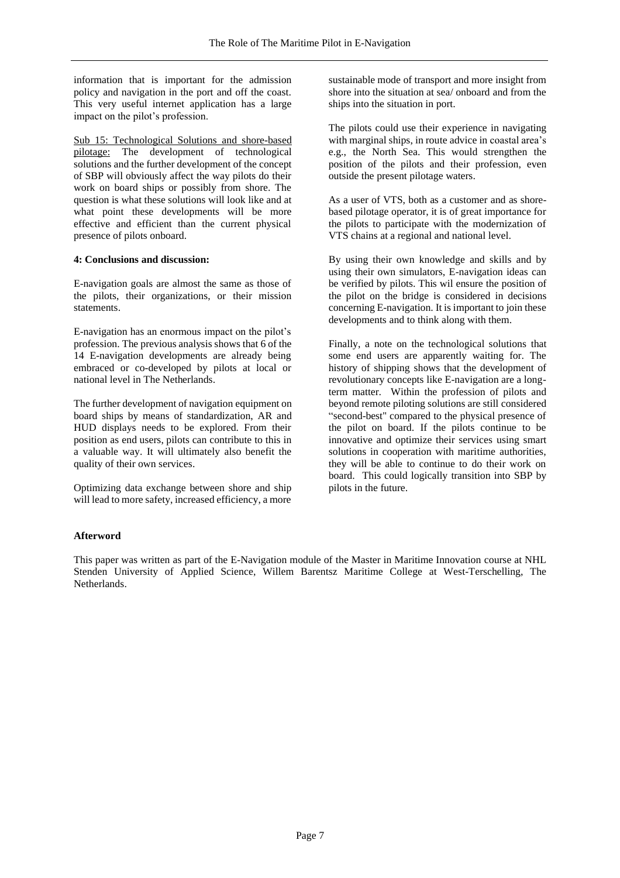information that is important for the admission policy and navigation in the port and off the coast. This very useful internet application has a large impact on the pilot's profession.

Sub 15: Technological Solutions and shore-based pilotage: The development of technological solutions and the further development of the concept of SBP will obviously affect the way pilots do their work on board ships or possibly from shore. The question is what these solutions will look like and at what point these developments will be more effective and efficient than the current physical presence of pilots onboard.

**4: Conclusions and discussion:**

E-navigation goals are almost the same as those of the pilots, their organizations, or their mission statements.

E-navigation has an enormous impact on the pilot's profession. The previous analysis shows that 6 of the 14 E-navigation developments are already being embraced or co-developed by pilots at local or national level in The Netherlands.

The further development of navigation equipment on board ships by means of standardization, AR and HUD displays needs to be explored. From their position as end users, pilots can contribute to this in a valuable way. It will ultimately also benefit the quality of their own services.

Optimizing data exchange between shore and ship will lead to more safety, increased efficiency, a more sustainable mode of transport and more insight from shore into the situation at sea/ onboard and from the ships into the situation in port.

The pilots could use their experience in navigating with marginal ships, in route advice in coastal area's e.g., the North Sea. This would strengthen the position of the pilots and their profession, even outside the present pilotage waters.

As a user of VTS, both as a customer and as shore-based pilotage operator, it is of great importance for the pilots to participate with the modernization of VTS chains at a regional and national level.

By using their own knowledge and skills and by using their own simulators, E-navigation ideas can be verified by pilots. This wil ensure the position of the pilot on the bridge is considered in decisions concerning E-navigation. It is important to join these developments and to think along with them.

Finally, a note on the technological solutions that some end users are apparently waiting for. The history of shipping shows that the development of revolutionary concepts like E-navigation are a long-term matter. Within the profession of pilots and beyond remote piloting solutions are still considered "second-best" compared to the physical presence of the pilot on board. If the pilots continue to be innovative and optimize their services using smart solutions in cooperation with maritime authorities, they will be able to continue to do their work on board. This could logically transition into SBP by pilots in the future.

**Afterword**

This paper was written as part of the E-Navigation module of the Master in Maritime Innovation course at NHL Stenden University of Applied Science, Willem Barentsz Maritime College at West-Terschelling, The Netherlands.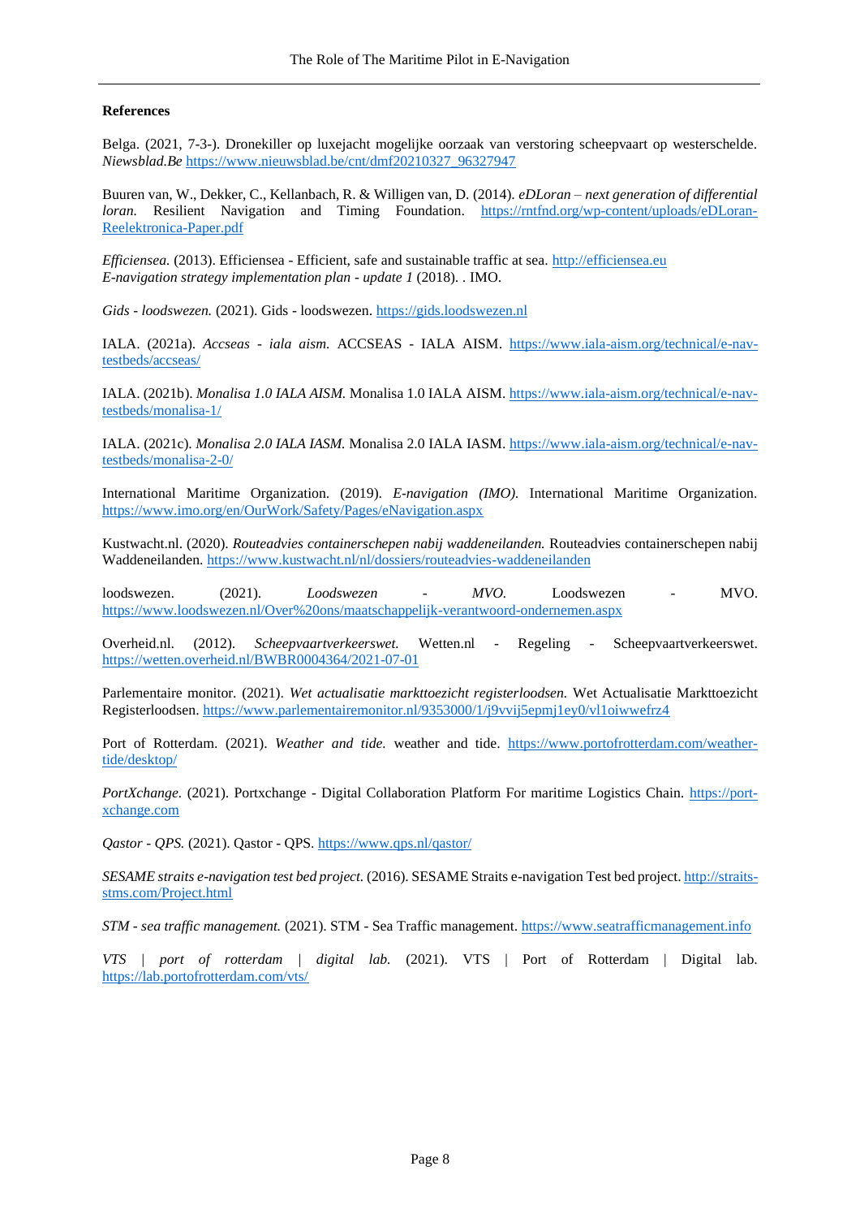**References**

Belga. (2021, 7-3-). Dronekiller op luxejacht mogelijke oorzaak van verstoring scheepvaart op westerschelde. *Niewsblad.Be* https://www.nieuwsblad.be/cnt/dmf20210327_96327947

Buuren van, W., Dekker, C., Kellanbach, R. & Willigen van, D. (2014). *eDLoran – next generation of differential loran.* Resilient Navigation and Timing Foundation. https://rntfnd.org/wp-content/uploads/eDLoran-Reelektronica-Paper.pdf

*Efficiensea.* (2013). Efficiensea - Efficient, safe and sustainable traffic at sea. http://efficiensea.eu
*E-navigation strategy implementation plan - update 1* (2018). . IMO.

*Gids - loodswezen.* (2021). Gids - loodswezen. https://gids.loodswezen.nl

IALA. (2021a). *Accseas - iala aism.* ACCSEAS - IALA AISM. https://www.iala-aism.org/technical/e-nav-testbeds/accseas/

IALA. (2021b). *Monalisa 1.0 IALA AISM.* Monalisa 1.0 IALA AISM. https://www.iala-aism.org/technical/e-nav-testbeds/monalisa-1/

IALA. (2021c). *Monalisa 2.0 IALA IASM.* Monalisa 2.0 IALA IASM. https://www.iala-aism.org/technical/e-nav-testbeds/monalisa-2-0/

International Maritime Organization. (2019). *E-navigation (IMO).* International Maritime Organization. https://www.imo.org/en/OurWork/Safety/Pages/eNavigation.aspx

Kustwacht.nl. (2020). *Routeadvies containerschepen nabij waddeneilanden.* Routeadvies containerschepen nabij Waddeneilanden. https://www.kustwacht.nl/nl/dossiers/routeadvies-waddeneilanden

loodswezen. (2021). *Loodswezen - MVO.* Loodswezen - MVO. https://www.loodswezen.nl/Over%20ons/maatschappelijk-verantwoord-ondernemen.aspx

Overheid.nl. (2012). *Scheepvaartverkeerswet.* Wetten.nl - Regeling - Scheepvaartverkeerswet. https://wetten.overheid.nl/BWBR0004364/2021-07-01

Parlementaire monitor. (2021). *Wet actualisatie markttoezicht registerloodsen.* Wet Actualisatie Markttoezicht Registerloodsen. https://www.parlementairemonitor.nl/9353000/1/j9vvij5epmj1ey0/vl1oiwwefrz4

Port of Rotterdam. (2021). *Weather and tide.* weather and tide. https://www.portofrotterdam.com/weather-tide/desktop/

*PortXchange.* (2021). Portxchange - Digital Collaboration Platform For maritime Logistics Chain. https://port-xchange.com

*Qastor - QPS.* (2021). Qastor - QPS. https://www.qps.nl/qastor/

*SESAME straits e-navigation test bed project.* (2016). SESAME Straits e-navigation Test bed project. http://straits-stms.com/Project.html

*STM - sea traffic management.* (2021). STM - Sea Traffic management. https://www.seatrafficmanagement.info

*VTS | port of rotterdam | digital lab.* (2021). VTS | Port of Rotterdam | Digital lab. https://lab.portofrotterdam.com/vts/